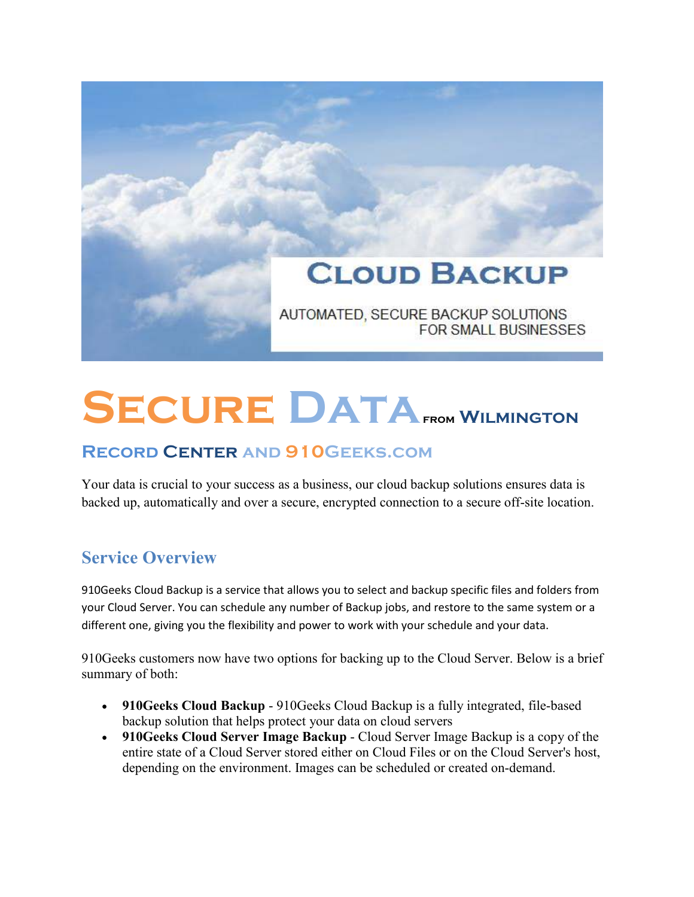# Cloud Backup

AUTOMATED, SECURE BACKUP SOLUTIONS FOR SMALL BUSINESSES

# Secure Data from Wilmington Record Center and 910Geeks.com

Your data is crucial to your success as a business, our cloud backup solutions ensures data is backed up, automatically and over a secure, encrypted connection to a secure off-site location.

## Service Overview

910Geeks Cloud Backup is a service that allows you to select and backup specific files and folders from your Cloud Server. You can schedule any number of Backup jobs, and restore to the same system or a different one, giving you the flexibility and power to work with your schedule and your data.

910Geeks customers now have two options for backing up to the Cloud Server. Below is a brief summary of both:

- **910Geeks Cloud Backup** - 910Geeks Cloud Backup is a fully integrated, file-based backup solution that helps protect your data on cloud servers
- **910Geeks Cloud Server Image Backup** - Cloud Server Image Backup is a copy of the entire state of a Cloud Server stored either on Cloud Files or on the Cloud Server's host, depending on the environment. Images can be scheduled or created on-demand.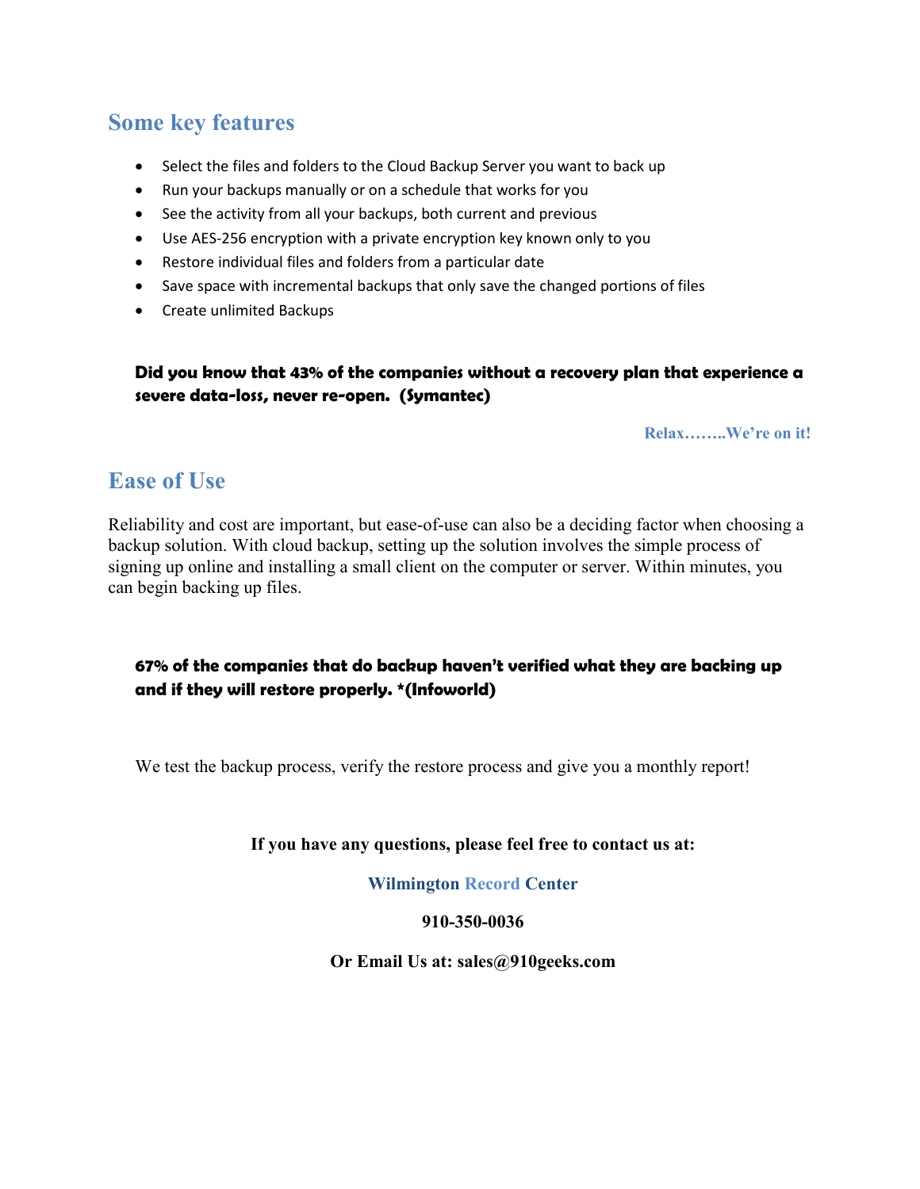## Some key features

- Select the files and folders to the Cloud Backup Server you want to back up
- Run your backups manually or on a schedule that works for you
- See the activity from all your backups, both current and previous
- Use AES-256 encryption with a private encryption key known only to you
- Restore individual files and folders from a particular date
- Save space with incremental backups that only save the changed portions of files
- Create unlimited Backups

**Did you know that 43% of the companies without a recovery plan that experience a severe data-loss, never re-open. (Symantec)**

**Relax……..We're on it!**

## Ease of Use

Reliability and cost are important, but ease-of-use can also be a deciding factor when choosing a backup solution. With cloud backup, setting up the solution involves the simple process of signing up online and installing a small client on the computer or server. Within minutes, you can begin backing up files.

**67% of the companies that do backup haven't verified what they are backing up and if they will restore properly. *(Infoworld)**

We test the backup process, verify the restore process and give you a monthly report!

**If you have any questions, please feel free to contact us at:**

**Wilmington Record Center**

**910-350-0036**

**Or Email Us at: sales@910geeks.com**